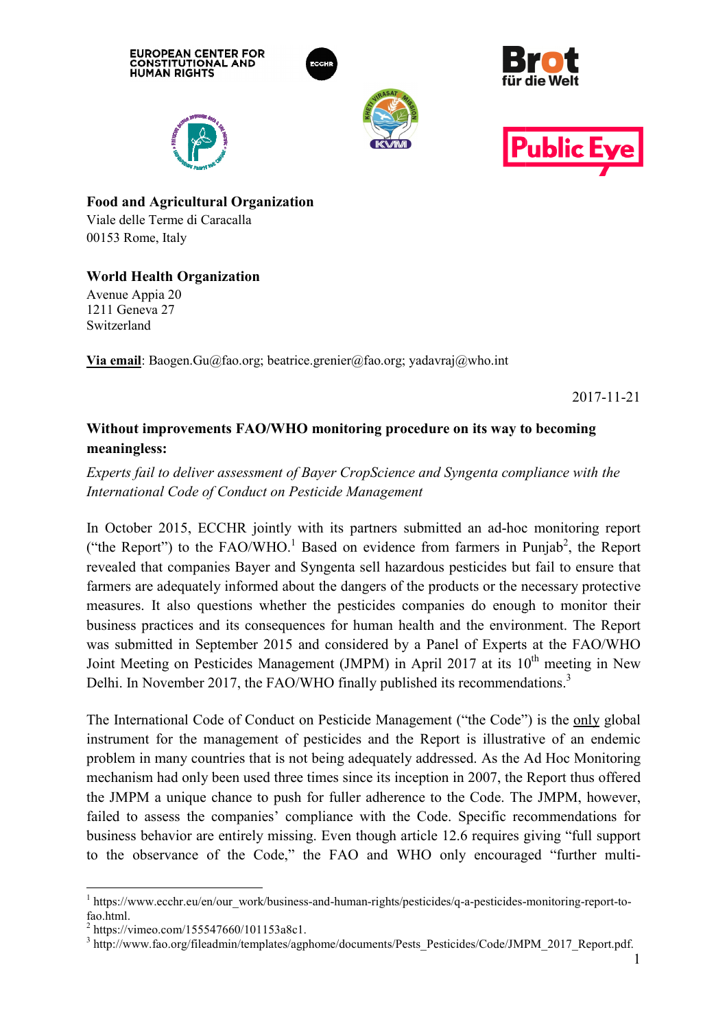EUROPEAN CENTER FOR CONSTITUTIONAL AND HUMAN RIGHTS

**Food and Agricultural Organization**
Viale delle Terme di Caracalla
00153 Rome, Italy

**World Health Organization**
Avenue Appia 20
1211 Geneva 27
Switzerland

**Via email**: Baogen.Gu@fao.org; beatrice.grenier@fao.org; yadavraj@who.int

2017-11-21

**Without improvements FAO/WHO monitoring procedure on its way to becoming meaningless:**

*Experts fail to deliver assessment of Bayer CropScience and Syngenta compliance with the International Code of Conduct on Pesticide Management*

In October 2015, ECCHR jointly with its partners submitted an ad-hoc monitoring report ("the Report") to the FAO/WHO.[1] Based on evidence from farmers in Punjab[2], the Report revealed that companies Bayer and Syngenta sell hazardous pesticides but fail to ensure that farmers are adequately informed about the dangers of the products or the necessary protective measures. It also questions whether the pesticides companies do enough to monitor their business practices and its consequences for human health and the environment. The Report was submitted in September 2015 and considered by a Panel of Experts at the FAO/WHO Joint Meeting on Pesticides Management (JMPM) in April 2017 at its 10th meeting in New Delhi. In November 2017, the FAO/WHO finally published its recommendations.[3]

The International Code of Conduct on Pesticide Management ("the Code") is the only global instrument for the management of pesticides and the Report is illustrative of an endemic problem in many countries that is not being adequately addressed. As the Ad Hoc Monitoring mechanism had only been used three times since its inception in 2007, the Report thus offered the JMPM a unique chance to push for fuller adherence to the Code. The JMPM, however, failed to assess the companies' compliance with the Code. Specific recommendations for business behavior are entirely missing. Even though article 12.6 requires giving "full support to the observance of the Code," the FAO and WHO only encouraged "further multi-

---

[1] https://www.ecchr.eu/en/our_work/business-and-human-rights/pesticides/q-a-pesticides-monitoring-report-to-fao.html.

[2] https://vimeo.com/155547660/101153a8c1.

[3] http://www.fao.org/fileadmin/templates/agphome/documents/Pests_Pesticides/Code/JMPM_2017_Report.pdf.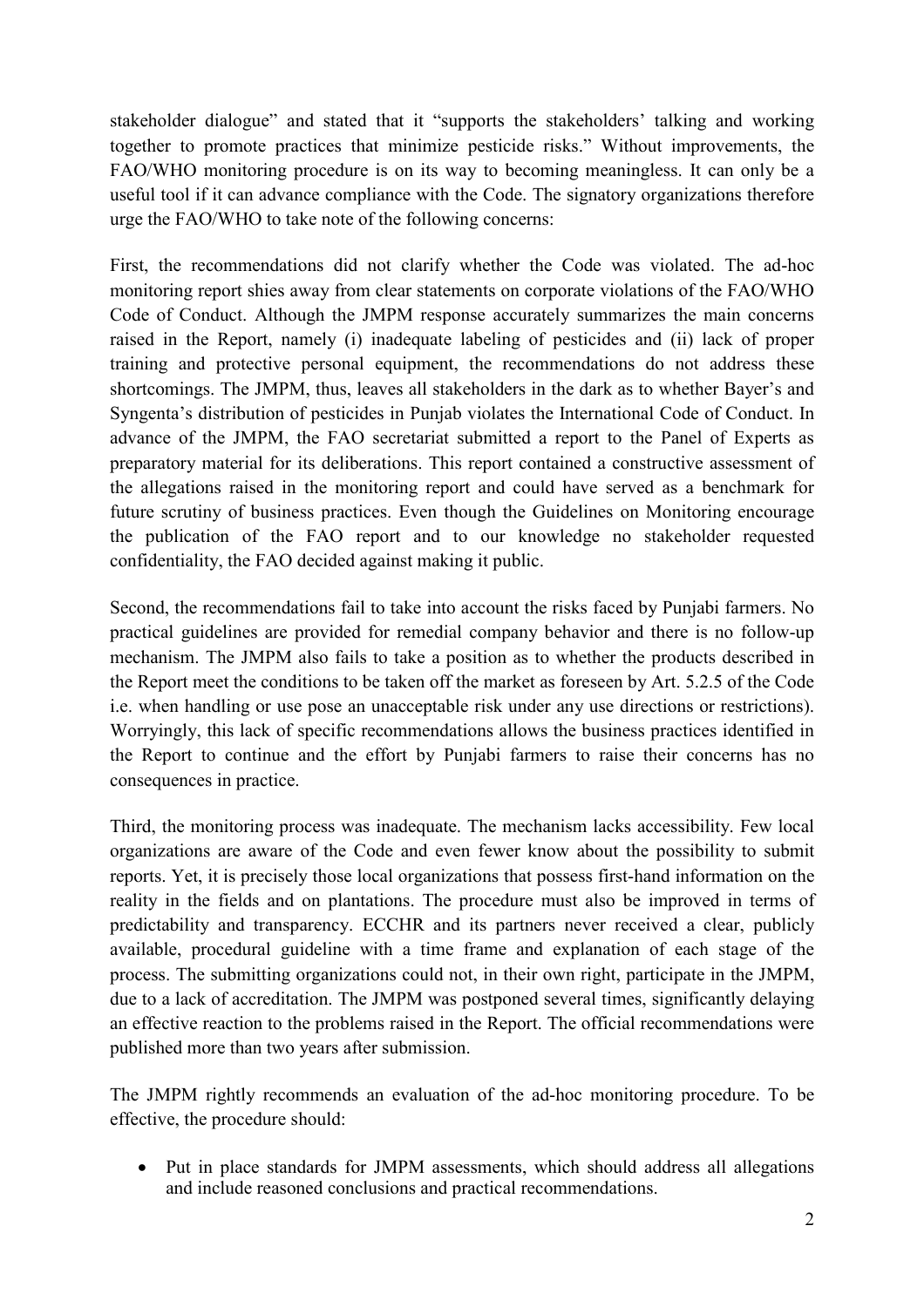stakeholder dialogue" and stated that it "supports the stakeholders' talking and working together to promote practices that minimize pesticide risks." Without improvements, the FAO/WHO monitoring procedure is on its way to becoming meaningless. It can only be a useful tool if it can advance compliance with the Code. The signatory organizations therefore urge the FAO/WHO to take note of the following concerns:

First, the recommendations did not clarify whether the Code was violated. The ad-hoc monitoring report shies away from clear statements on corporate violations of the FAO/WHO Code of Conduct. Although the JMPM response accurately summarizes the main concerns raised in the Report, namely (i) inadequate labeling of pesticides and (ii) lack of proper training and protective personal equipment, the recommendations do not address these shortcomings. The JMPM, thus, leaves all stakeholders in the dark as to whether Bayer's and Syngenta's distribution of pesticides in Punjab violates the International Code of Conduct. In advance of the JMPM, the FAO secretariat submitted a report to the Panel of Experts as preparatory material for its deliberations. This report contained a constructive assessment of the allegations raised in the monitoring report and could have served as a benchmark for future scrutiny of business practices. Even though the Guidelines on Monitoring encourage the publication of the FAO report and to our knowledge no stakeholder requested confidentiality, the FAO decided against making it public.

Second, the recommendations fail to take into account the risks faced by Punjabi farmers. No practical guidelines are provided for remedial company behavior and there is no follow-up mechanism. The JMPM also fails to take a position as to whether the products described in the Report meet the conditions to be taken off the market as foreseen by Art. 5.2.5 of the Code i.e. when handling or use pose an unacceptable risk under any use directions or restrictions). Worryingly, this lack of specific recommendations allows the business practices identified in the Report to continue and the effort by Punjabi farmers to raise their concerns has no consequences in practice.

Third, the monitoring process was inadequate. The mechanism lacks accessibility. Few local organizations are aware of the Code and even fewer know about the possibility to submit reports. Yet, it is precisely those local organizations that possess first-hand information on the reality in the fields and on plantations. The procedure must also be improved in terms of predictability and transparency. ECCHR and its partners never received a clear, publicly available, procedural guideline with a time frame and explanation of each stage of the process. The submitting organizations could not, in their own right, participate in the JMPM, due to a lack of accreditation. The JMPM was postponed several times, significantly delaying an effective reaction to the problems raised in the Report. The official recommendations were published more than two years after submission.

The JMPM rightly recommends an evaluation of the ad-hoc monitoring procedure. To be effective, the procedure should:

- Put in place standards for JMPM assessments, which should address all allegations and include reasoned conclusions and practical recommendations.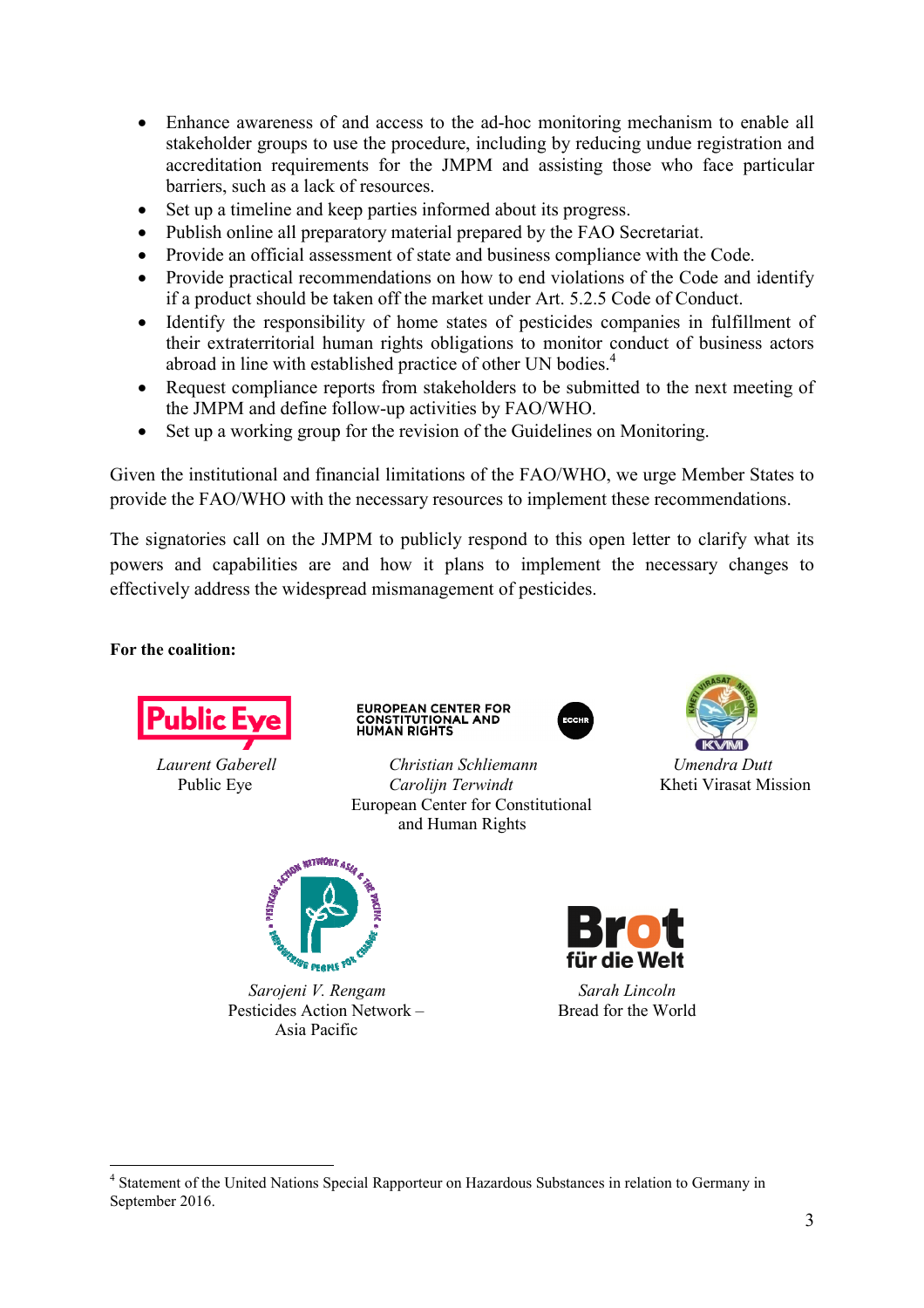- Enhance awareness of and access to the ad-hoc monitoring mechanism to enable all stakeholder groups to use the procedure, including by reducing undue registration and accreditation requirements for the JMPM and assisting those who face particular barriers, such as a lack of resources.
- Set up a timeline and keep parties informed about its progress.
- Publish online all preparatory material prepared by the FAO Secretariat.
- Provide an official assessment of state and business compliance with the Code.
- Provide practical recommendations on how to end violations of the Code and identify if a product should be taken off the market under Art. 5.2.5 Code of Conduct.
- Identify the responsibility of home states of pesticides companies in fulfillment of their extraterritorial human rights obligations to monitor conduct of business actors abroad in line with established practice of other UN bodies.[4]
- Request compliance reports from stakeholders to be submitted to the next meeting of the JMPM and define follow-up activities by FAO/WHO.
- Set up a working group for the revision of the Guidelines on Monitoring.

Given the institutional and financial limitations of the FAO/WHO, we urge Member States to provide the FAO/WHO with the necessary resources to implement these recommendations.

The signatories call on the JMPM to publicly respond to this open letter to clarify what its powers and capabilities are and how it plans to implement the necessary changes to effectively address the widespread mismanagement of pesticides.

**For the coalition:**

Public Eye

*Laurent Gaberell*
Public Eye

EUROPEAN CENTER FOR CONSTITUTIONAL AND HUMAN RIGHTS
ECCHR

*Christian Schliemann*
*Carolijn Terwindt*
European Center for Constitutional and Human Rights

KVM

*Umendra Dutt*
Kheti Virasat Mission

*Sarojeni V. Rengam*
Pesticides Action Network – Asia Pacific

Brot für die Welt

*Sarah Lincoln*
Bread for the World

---

[4] Statement of the United Nations Special Rapporteur on Hazardous Substances in relation to Germany in September 2016.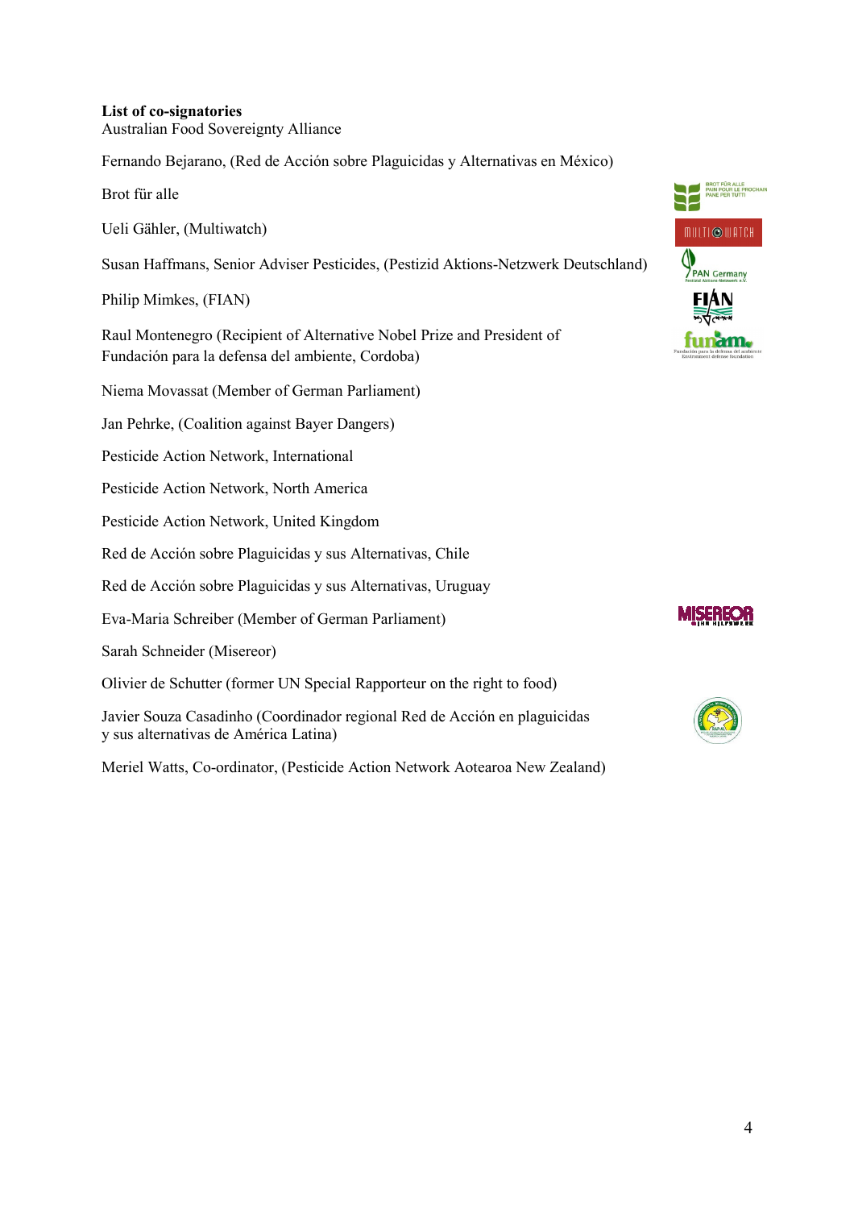**List of co-signatories**

Australian Food Sovereignty Alliance

Fernando Bejarano, (Red de Acción sobre Plaguicidas y Alternativas en México)

Brot für alle

Ueli Gähler, (Multiwatch)

Susan Haffmans, Senior Adviser Pesticides, (Pestizid Aktions-Netzwerk Deutschland)

Philip Mimkes, (FIAN)

Raul Montenegro (Recipient of Alternative Nobel Prize and President of Fundación para la defensa del ambiente, Cordoba)

Niema Movassat (Member of German Parliament)

Jan Pehrke, (Coalition against Bayer Dangers)

Pesticide Action Network, International

Pesticide Action Network, North America

Pesticide Action Network, United Kingdom

Red de Acción sobre Plaguicidas y sus Alternativas, Chile

Red de Acción sobre Plaguicidas y sus Alternativas, Uruguay

Eva-Maria Schreiber (Member of German Parliament)

Sarah Schneider (Misereor)

Olivier de Schutter (former UN Special Rapporteur on the right to food)

Javier Souza Casadinho (Coordinador regional Red de Acción en plaguicidas y sus alternativas de América Latina)

Meriel Watts, Co-ordinator, (Pesticide Action Network Aotearoa New Zealand)